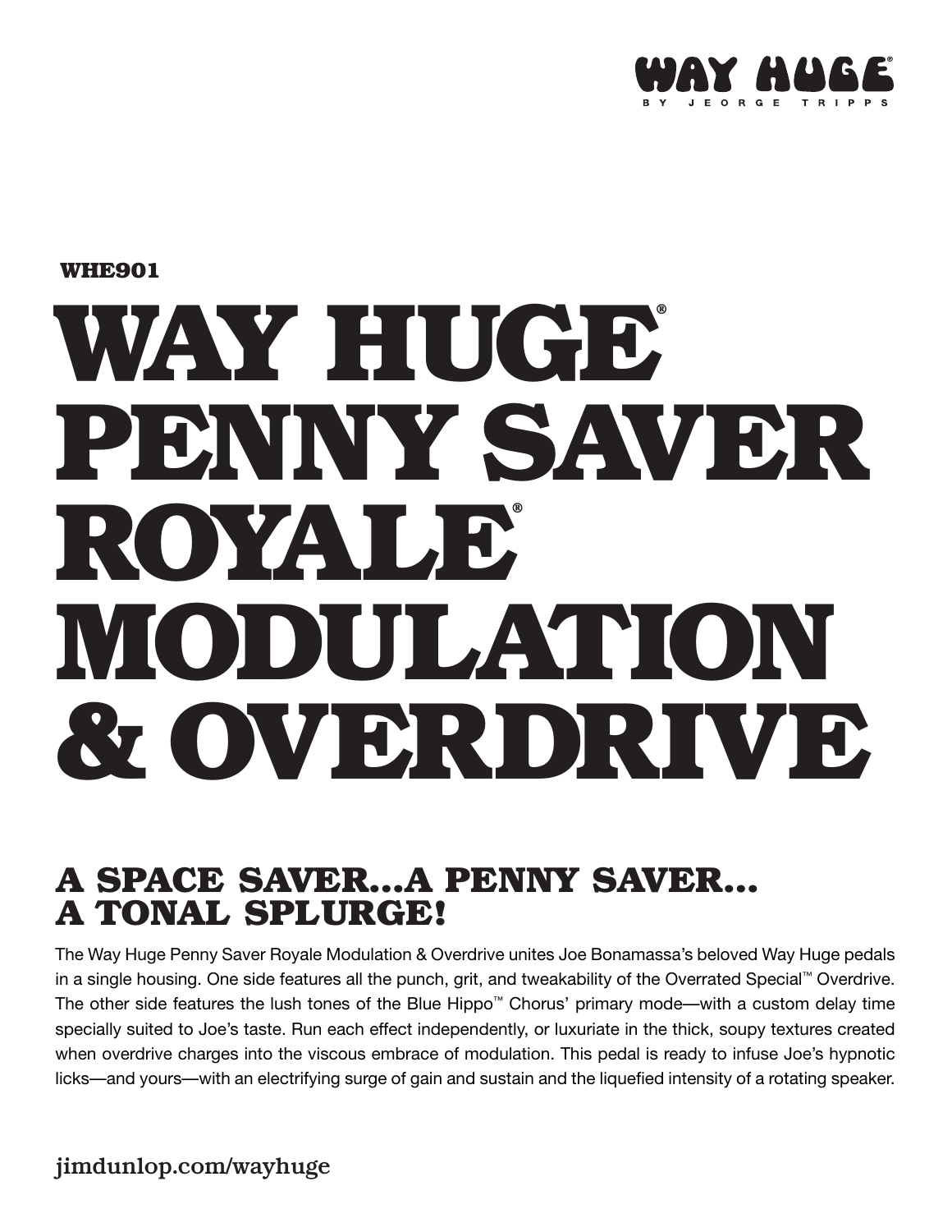WAY HUGE®
BY JEORGE TRIPPS

WHE901

# WAY HUGE® PENNY SAVER ROYALE® MODULATION & OVERDRIVE

## A SPACE SAVER...A PENNY SAVER... A TONAL SPLURGE!

The Way Huge Penny Saver Royale Modulation & Overdrive unites Joe Bonamassa's beloved Way Huge pedals in a single housing. One side features all the punch, grit, and tweakability of the Overrated Special™ Overdrive. The other side features the lush tones of the Blue Hippo™ Chorus' primary mode—with a custom delay time specially suited to Joe's taste. Run each effect independently, or luxuriate in the thick, soupy textures created when overdrive charges into the viscous embrace of modulation. This pedal is ready to infuse Joe's hypnotic licks—and yours—with an electrifying surge of gain and sustain and the liquefied intensity of a rotating speaker.

jimdunlop.com/wayhuge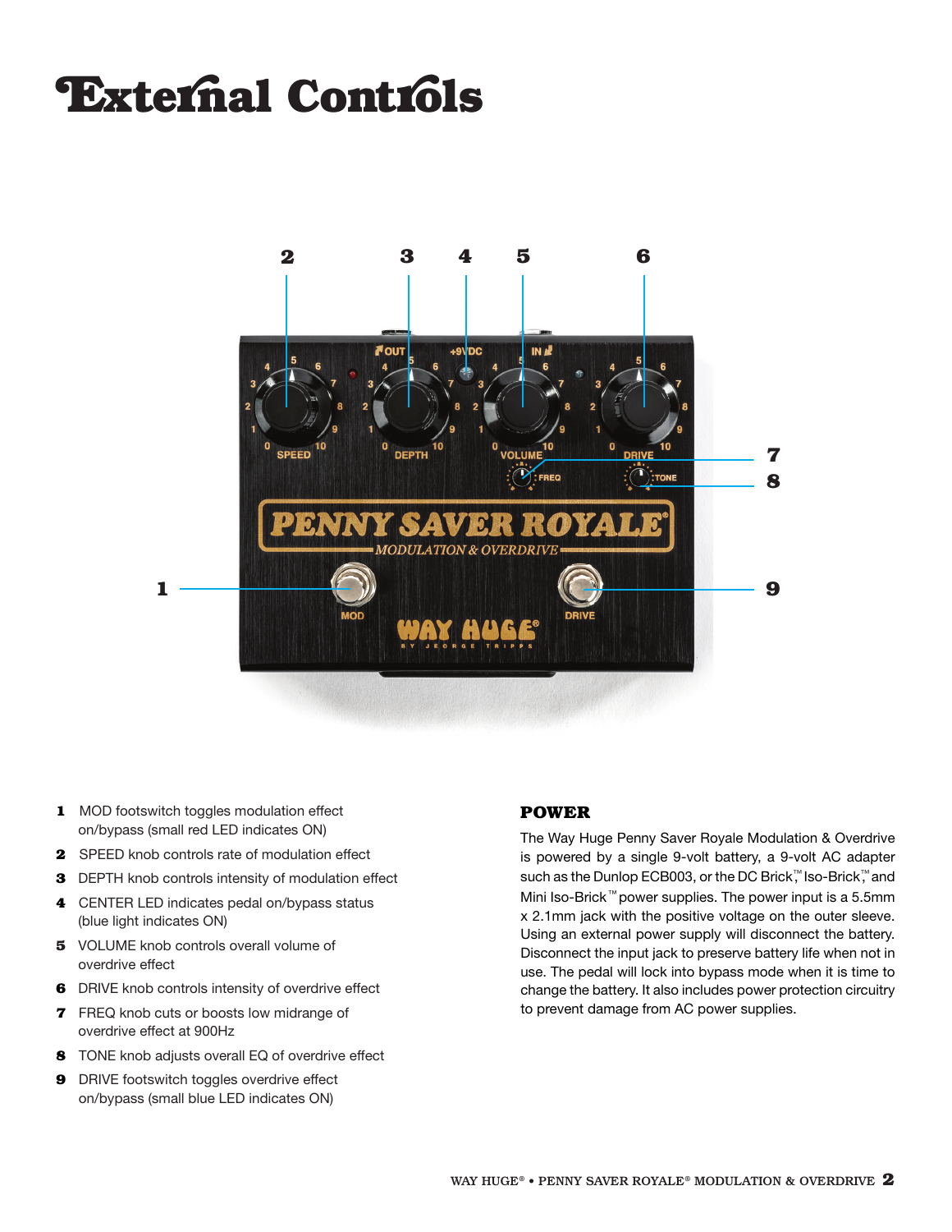# External Controls

1. MOD footswitch toggles modulation effect on/bypass (small red LED indicates ON)
2. SPEED knob controls rate of modulation effect
3. DEPTH knob controls intensity of modulation effect
4. CENTER LED indicates pedal on/bypass status (blue light indicates ON)
5. VOLUME knob controls overall volume of overdrive effect
6. DRIVE knob controls intensity of overdrive effect
7. FREQ knob cuts or boosts low midrange of overdrive effect at 900Hz
8. TONE knob adjusts overall EQ of overdrive effect
9. DRIVE footswitch toggles overdrive effect on/bypass (small blue LED indicates ON)

## POWER

The Way Huge Penny Saver Royale Modulation & Overdrive is powered by a single 9-volt battery, a 9-volt AC adapter such as the Dunlop ECB003, or the DC Brick™, Iso-Brick™, and Mini Iso-Brick™ power supplies. The power input is a 5.5mm x 2.1mm jack with the positive voltage on the outer sleeve. Using an external power supply will disconnect the battery. Disconnect the input jack to preserve battery life when not in use. The pedal will lock into bypass mode when it is time to change the battery. It also includes power protection circuitry to prevent damage from AC power supplies.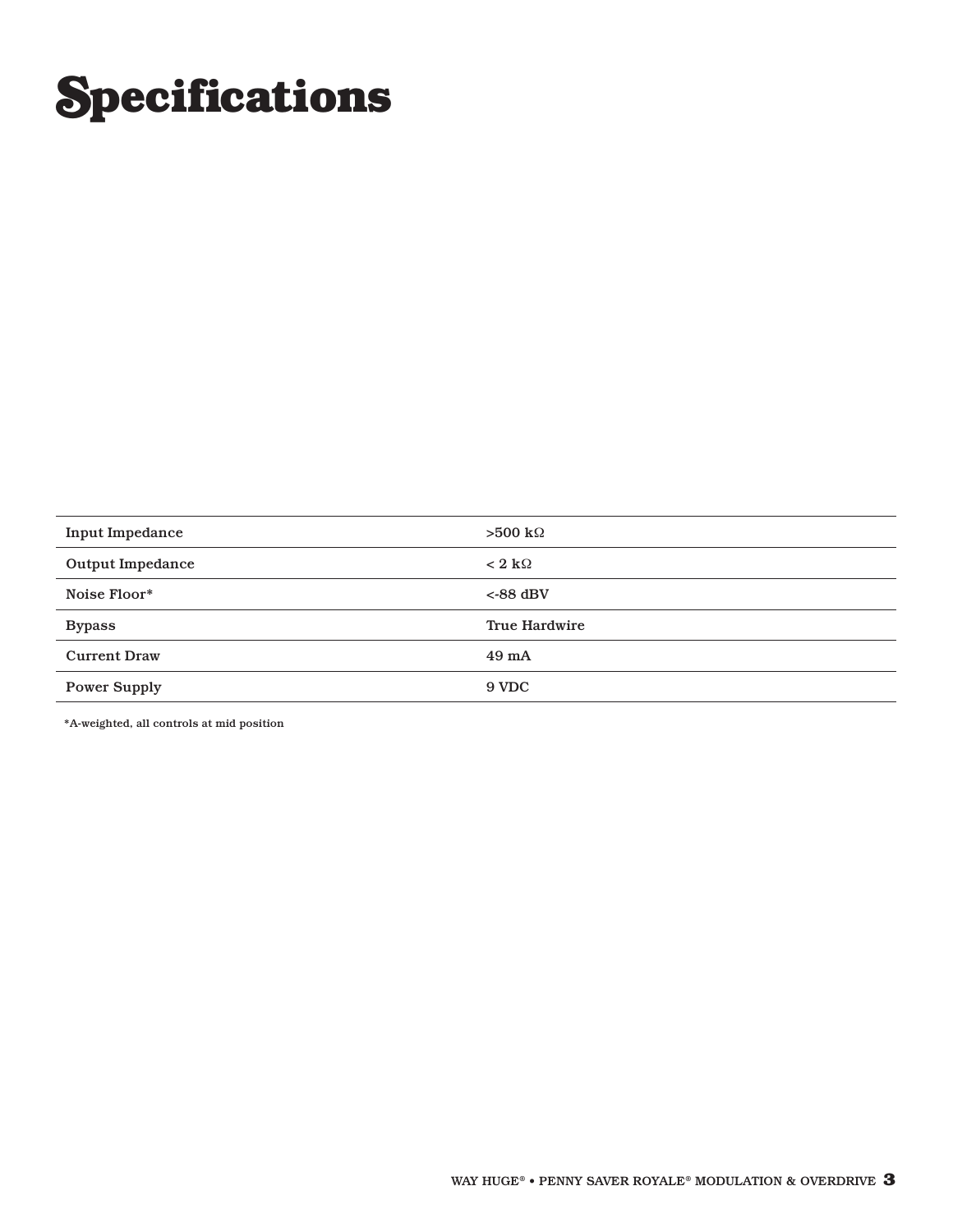# Specifications

| | |
|---|---|
| Input Impedance | >500 kΩ |
| Output Impedance | < 2 kΩ |
| Noise Floor* | <-88 dBV |
| Bypass | True Hardwire |
| Current Draw | 49 mA |
| Power Supply | 9 VDC |

*A-weighted, all controls at mid position